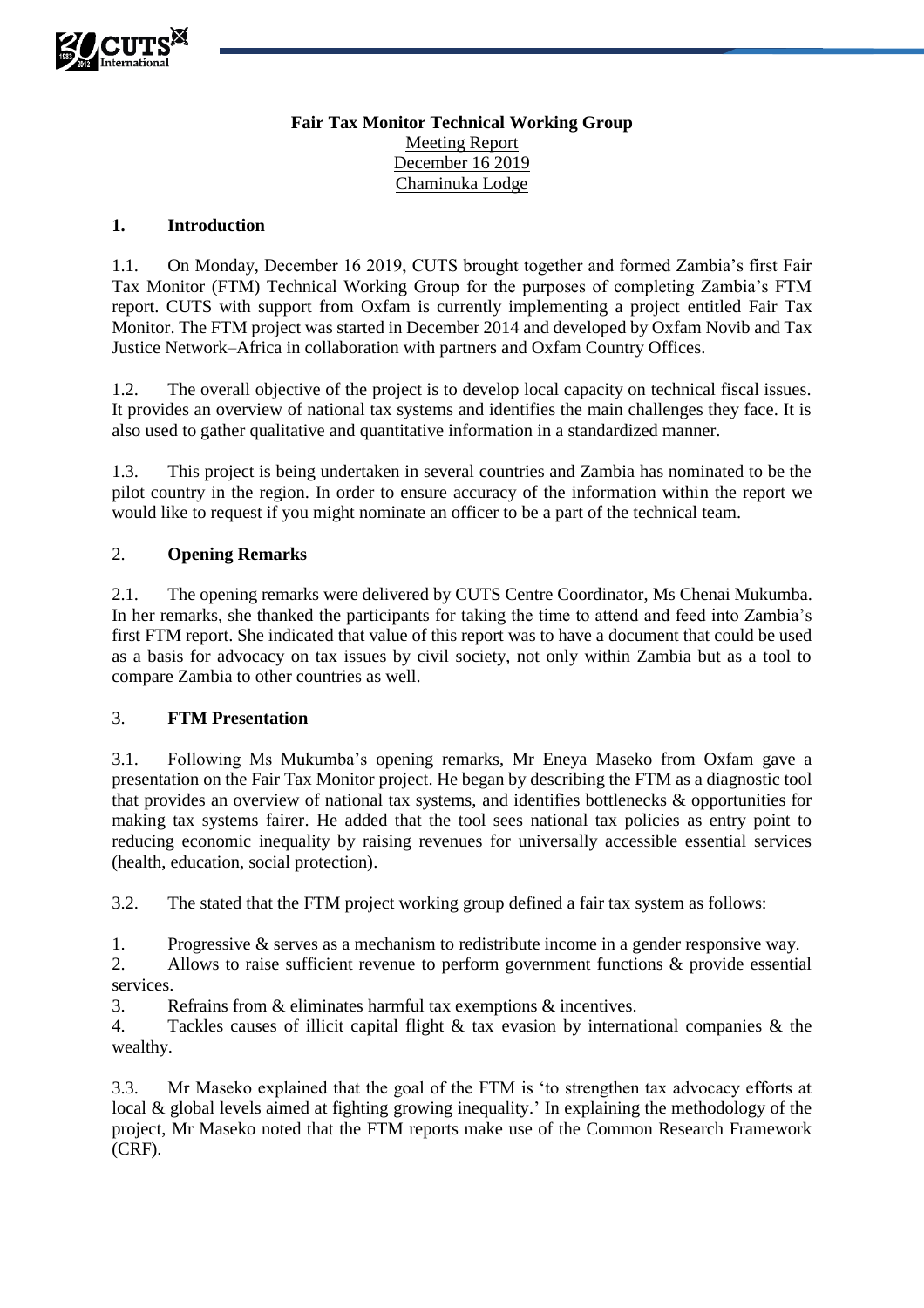**Fair Tax Monitor Technical Working Group**

Meeting Report

December 16 2019

Chaminuka Lodge

## 1. Introduction

1.1. On Monday, December 16 2019, CUTS brought together and formed Zambia's first Fair Tax Monitor (FTM) Technical Working Group for the purposes of completing Zambia's FTM report. CUTS with support from Oxfam is currently implementing a project entitled Fair Tax Monitor. The FTM project was started in December 2014 and developed by Oxfam Novib and Tax Justice Network–Africa in collaboration with partners and Oxfam Country Offices.

1.2. The overall objective of the project is to develop local capacity on technical fiscal issues. It provides an overview of national tax systems and identifies the main challenges they face. It is also used to gather qualitative and quantitative information in a standardized manner.

1.3. This project is being undertaken in several countries and Zambia has nominated to be the pilot country in the region. In order to ensure accuracy of the information within the report we would like to request if you might nominate an officer to be a part of the technical team.

## 2. Opening Remarks

2.1. The opening remarks were delivered by CUTS Centre Coordinator, Ms Chenai Mukumba. In her remarks, she thanked the participants for taking the time to attend and feed into Zambia's first FTM report. She indicated that value of this report was to have a document that could be used as a basis for advocacy on tax issues by civil society, not only within Zambia but as a tool to compare Zambia to other countries as well.

## 3. FTM Presentation

3.1. Following Ms Mukumba's opening remarks, Mr Eneya Maseko from Oxfam gave a presentation on the Fair Tax Monitor project. He began by describing the FTM as a diagnostic tool that provides an overview of national tax systems, and identifies bottlenecks & opportunities for making tax systems fairer. He added that the tool sees national tax policies as entry point to reducing economic inequality by raising revenues for universally accessible essential services (health, education, social protection).

3.2. The stated that the FTM project working group defined a fair tax system as follows:

1. Progressive & serves as a mechanism to redistribute income in a gender responsive way.
2. Allows to raise sufficient revenue to perform government functions & provide essential services.
3. Refrains from & eliminates harmful tax exemptions & incentives.
4. Tackles causes of illicit capital flight & tax evasion by international companies & the wealthy.

3.3. Mr Maseko explained that the goal of the FTM is 'to strengthen tax advocacy efforts at local & global levels aimed at fighting growing inequality.' In explaining the methodology of the project, Mr Maseko noted that the FTM reports make use of the Common Research Framework (CRF).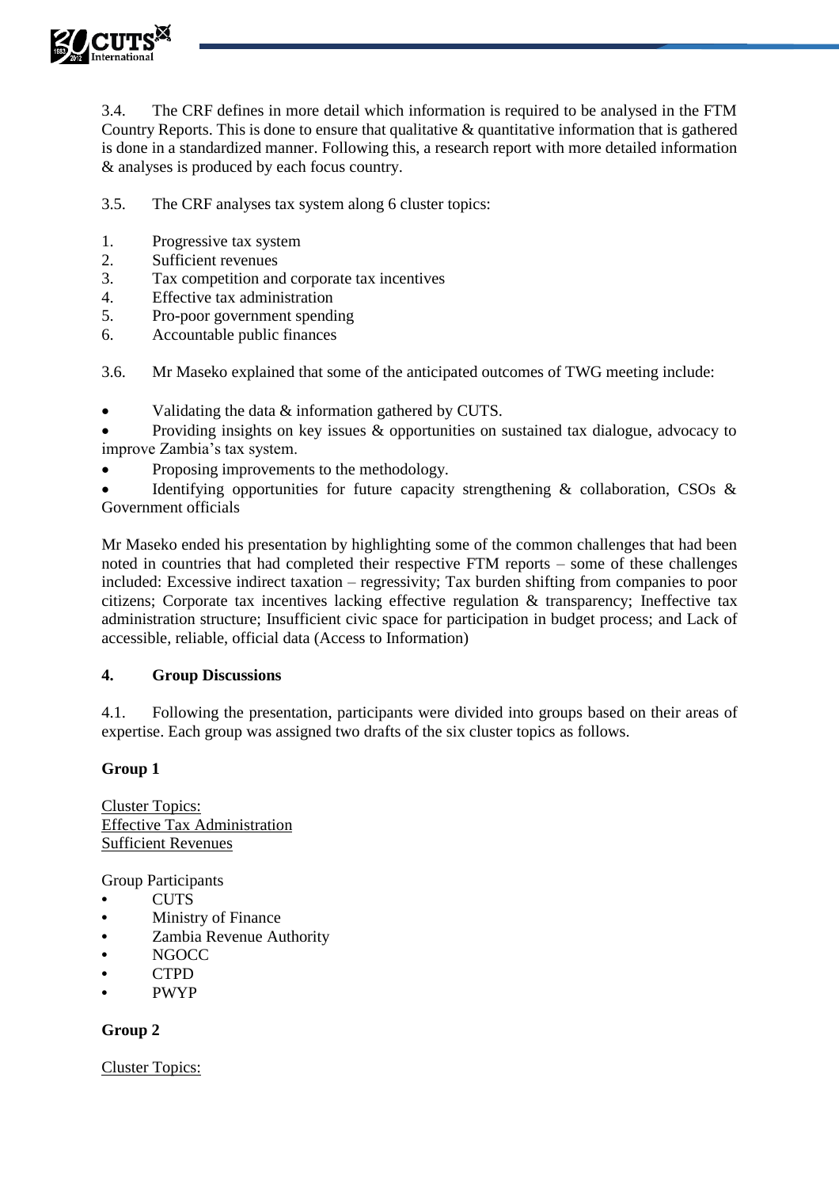3.4. The CRF defines in more detail which information is required to be analysed in the FTM Country Reports. This is done to ensure that qualitative & quantitative information that is gathered is done in a standardized manner. Following this, a research report with more detailed information & analyses is produced by each focus country.

3.5. The CRF analyses tax system along 6 cluster topics:

1. Progressive tax system
2. Sufficient revenues
3. Tax competition and corporate tax incentives
4. Effective tax administration
5. Pro-poor government spending
6. Accountable public finances

3.6. Mr Maseko explained that some of the anticipated outcomes of TWG meeting include:

- Validating the data & information gathered by CUTS.
- Providing insights on key issues & opportunities on sustained tax dialogue, advocacy to improve Zambia's tax system.
- Proposing improvements to the methodology.
- Identifying opportunities for future capacity strengthening & collaboration, CSOs & Government officials

Mr Maseko ended his presentation by highlighting some of the common challenges that had been noted in countries that had completed their respective FTM reports – some of these challenges included: Excessive indirect taxation – regressivity; Tax burden shifting from companies to poor citizens; Corporate tax incentives lacking effective regulation & transparency; Ineffective tax administration structure; Insufficient civic space for participation in budget process; and Lack of accessible, reliable, official data (Access to Information)

## 4. Group Discussions

4.1. Following the presentation, participants were divided into groups based on their areas of expertise. Each group was assigned two drafts of the six cluster topics as follows.

**Group 1**

Cluster Topics:
Effective Tax Administration
Sufficient Revenues

Group Participants

- CUTS
- Ministry of Finance
- Zambia Revenue Authority
- NGOCC
- CTPD
- PWYP

**Group 2**

Cluster Topics: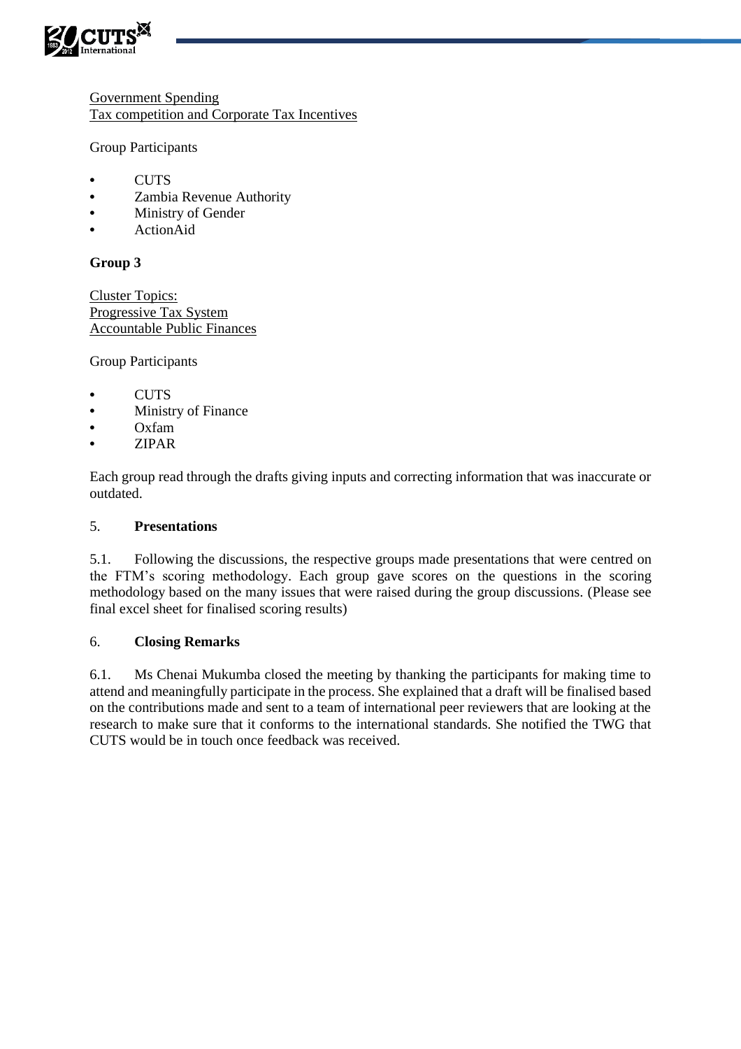Government Spending
Tax competition and Corporate Tax Incentives

Group Participants

- CUTS
- Zambia Revenue Authority
- Ministry of Gender
- ActionAid

**Group 3**

Cluster Topics:
Progressive Tax System
Accountable Public Finances

Group Participants

- CUTS
- Ministry of Finance
- Oxfam
- ZIPAR

Each group read through the drafts giving inputs and correcting information that was inaccurate or outdated.

## 5. **Presentations**

5.1. Following the discussions, the respective groups made presentations that were centred on the FTM's scoring methodology. Each group gave scores on the questions in the scoring methodology based on the many issues that were raised during the group discussions. (Please see final excel sheet for finalised scoring results)

## 6. **Closing Remarks**

6.1. Ms Chenai Mukumba closed the meeting by thanking the participants for making time to attend and meaningfully participate in the process. She explained that a draft will be finalised based on the contributions made and sent to a team of international peer reviewers that are looking at the research to make sure that it conforms to the international standards. She notified the TWG that CUTS would be in touch once feedback was received.